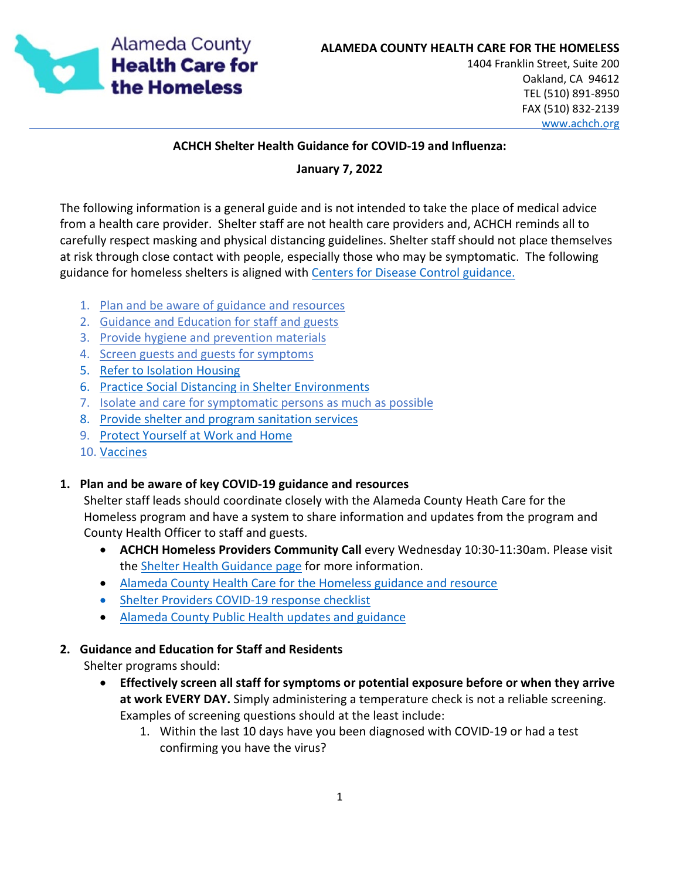**ALAMEDA COUNTY HEALTH CARE FOR THE HOMELESS**
1404 Franklin Street, Suite 200
Oakland, CA 94612
TEL (510) 891-8950
FAX (510) 832-2139
www.achch.org

# ACHCH Shelter Health Guidance for COVID-19 and Influenza:

## January 7, 2022

The following information is a general guide and is not intended to take the place of medical advice from a health care provider. Shelter staff are not health care providers and, ACHCH reminds all to carefully respect masking and physical distancing guidelines. Shelter staff should not place themselves at risk through close contact with people, especially those who may be symptomatic. The following guidance for homeless shelters is aligned with Centers for Disease Control guidance.

1. Plan and be aware of guidance and resources
2. Guidance and Education for staff and guests
3. Provide hygiene and prevention materials
4. Screen guests and guests for symptoms
5. Refer to Isolation Housing
6. Practice Social Distancing in Shelter Environments
7. Isolate and care for symptomatic persons as much as possible
8. Provide shelter and program sanitation services
9. Protect Yourself at Work and Home
10. Vaccines

### 1. Plan and be aware of key COVID-19 guidance and resources

Shelter staff leads should coordinate closely with the Alameda County Heath Care for the Homeless program and have a system to share information and updates from the program and County Health Officer to staff and guests.

- **ACHCH Homeless Providers Community Call** every Wednesday 10:30-11:30am. Please visit the Shelter Health Guidance page for more information.
- Alameda County Health Care for the Homeless guidance and resource
- Shelter Providers COVID-19 response checklist
- Alameda County Public Health updates and guidance

### 2. Guidance and Education for Staff and Residents

Shelter programs should:

- **Effectively screen all staff for symptoms or potential exposure before or when they arrive at work EVERY DAY.** Simply administering a temperature check is not a reliable screening. Examples of screening questions should at the least include:
    1. Within the last 10 days have you been diagnosed with COVID-19 or had a test confirming you have the virus?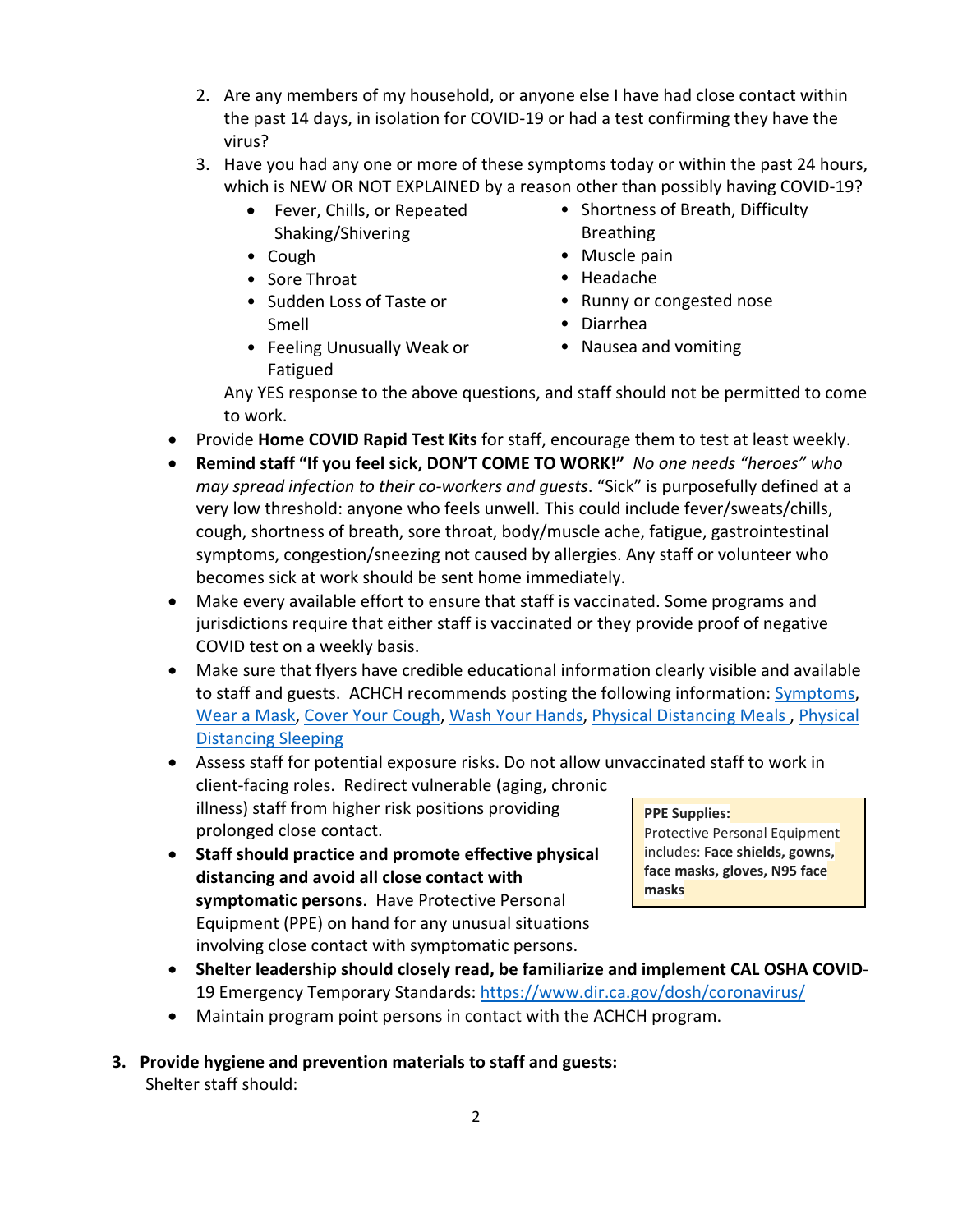2. Are any members of my household, or anyone else I have had close contact within the past 14 days, in isolation for COVID-19 or had a test confirming they have the virus?
3. Have you had any one or more of these symptoms today or within the past 24 hours, which is NEW OR NOT EXPLAINED by a reason other than possibly having COVID-19?
    - Fever, Chills, or Repeated Shaking/Shivering
    - Cough
    - Sore Throat
    - Sudden Loss of Taste or Smell
    - Feeling Unusually Weak or Fatigued
    - Shortness of Breath, Difficulty Breathing
    - Muscle pain
    - Headache
    - Runny or congested nose
    - Diarrhea
    - Nausea and vomiting

   Any YES response to the above questions, and staff should not be permitted to come to work.

- Provide **Home COVID Rapid Test Kits** for staff, encourage them to test at least weekly.
- **Remind staff "If you feel sick, DON'T COME TO WORK!"** *No one needs "heroes" who may spread infection to their co-workers and guests*. "Sick" is purposefully defined at a very low threshold: anyone who feels unwell. This could include fever/sweats/chills, cough, shortness of breath, sore throat, body/muscle ache, fatigue, gastrointestinal symptoms, congestion/sneezing not caused by allergies. Any staff or volunteer who becomes sick at work should be sent home immediately.
- Make every available effort to ensure that staff is vaccinated. Some programs and jurisdictions require that either staff is vaccinated or they provide proof of negative COVID test on a weekly basis.
- Make sure that flyers have credible educational information clearly visible and available to staff and guests. ACHCH recommends posting the following information: Symptoms, Wear a Mask, Cover Your Cough, Wash Your Hands, Physical Distancing Meals , Physical Distancing Sleeping
- Assess staff for potential exposure risks. Do not allow unvaccinated staff to work in client-facing roles. Redirect vulnerable (aging, chronic illness) staff from higher risk positions providing prolonged close contact.
- **Staff should practice and promote effective physical distancing and avoid all close contact with symptomatic persons**. Have Protective Personal Equipment (PPE) on hand for any unusual situations involving close contact with symptomatic persons.

> **PPE Supplies:**
> Protective Personal Equipment includes: **Face shields, gowns, face masks, gloves, N95 face masks**

- **Shelter leadership should closely read, be familiarize and implement CAL OSHA COVID**-19 Emergency Temporary Standards: https://www.dir.ca.gov/dosh/coronavirus/
- Maintain program point persons in contact with the ACHCH program.

**3. Provide hygiene and prevention materials to staff and guests:**

Shelter staff should: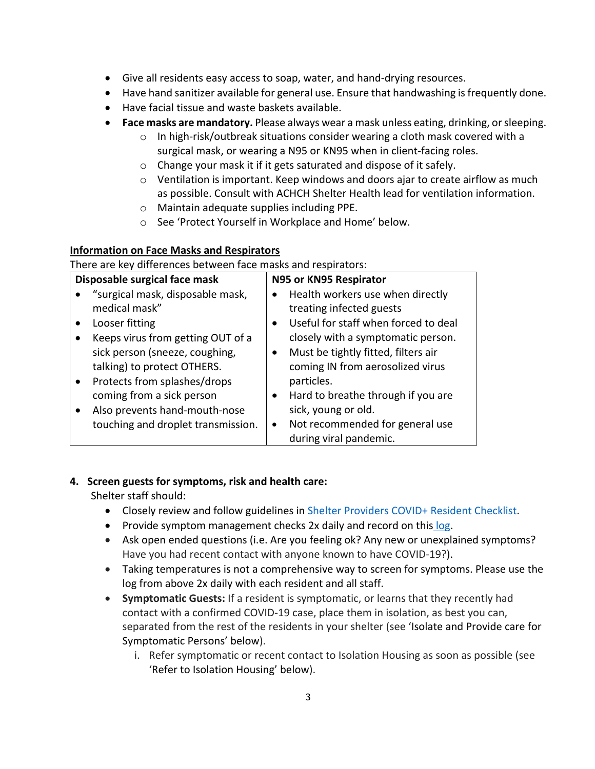- Give all residents easy access to soap, water, and hand-drying resources.
- Have hand sanitizer available for general use. Ensure that handwashing is frequently done.
- Have facial tissue and waste baskets available.
- **Face masks are mandatory.** Please always wear a mask unless eating, drinking, or sleeping.
  - In high-risk/outbreak situations consider wearing a cloth mask covered with a surgical mask, or wearing a N95 or KN95 when in client-facing roles.
  - Change your mask it if it gets saturated and dispose of it safely.
  - Ventilation is important. Keep windows and doors ajar to create airflow as much as possible. Consult with ACHCH Shelter Health lead for ventilation information.
  - Maintain adequate supplies including PPE.
  - See 'Protect Yourself in Workplace and Home' below.

**<u>Information on Face Masks and Respirators</u>**

There are key differences between face masks and respirators:

| Disposable surgical face mask | N95 or KN95 Respirator |
|---|---|
| • "surgical mask, disposable mask, medical mask"<br>• Looser fitting<br>• Keeps virus from getting OUT of a sick person (sneeze, coughing, talking) to protect OTHERS.<br>• Protects from splashes/drops coming from a sick person<br>• Also prevents hand-mouth-nose touching and droplet transmission. | • Health workers use when directly treating infected guests<br>• Useful for staff when forced to deal closely with a symptomatic person.<br>• Must be tightly fitted, filters air coming IN from aerosolized virus particles.<br>• Hard to breathe through if you are sick, young or old.<br>• Not recommended for general use during viral pandemic. |

4. **Screen guests for symptoms, risk and health care:**

   Shelter staff should:

   - Closely review and follow guidelines in [Shelter Providers COVID+ Resident Checklist](#).
   - Provide symptom management checks 2x daily and record on this [log](#).
   - Ask open ended questions (i.e. Are you feeling ok? Any new or unexplained symptoms? Have you had recent contact with anyone known to have COVID-19?).
   - Taking temperatures is not a comprehensive way to screen for symptoms. Please use the log from above 2x daily with each resident and all staff.
   - **Symptomatic Guests:** If a resident is symptomatic, or learns that they recently had contact with a confirmed COVID-19 case, place them in isolation, as best you can, separated from the rest of the residents in your shelter (see 'Isolate and Provide care for Symptomatic Persons' below).
     1. Refer symptomatic or recent contact to Isolation Housing as soon as possible (see 'Refer to Isolation Housing' below).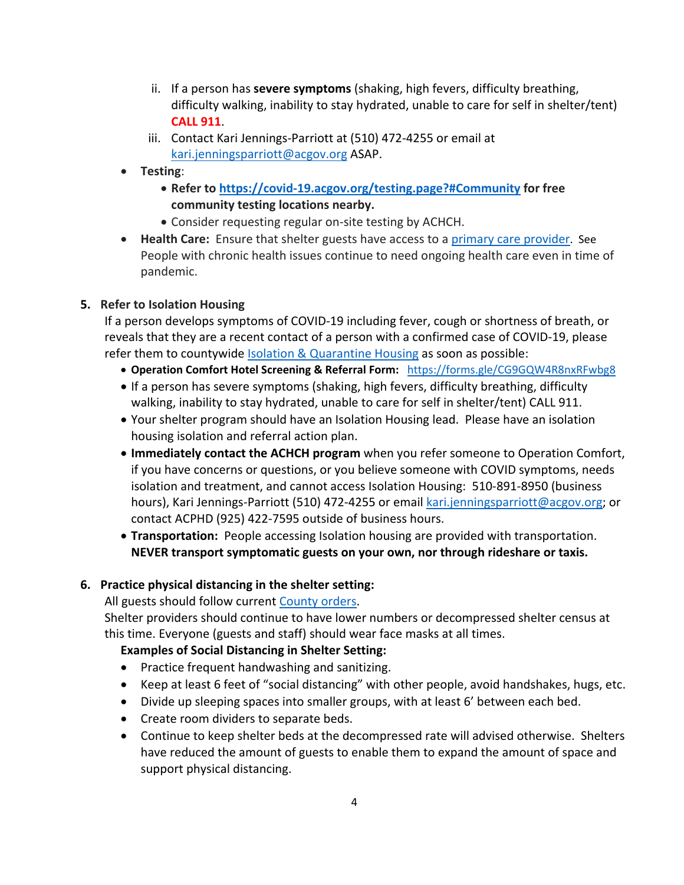ii. If a person has **severe symptoms** (shaking, high fevers, difficulty breathing, difficulty walking, inability to stay hydrated, unable to care for self in shelter/tent) **CALL 911**.
   iii. Contact Kari Jennings-Parriott at (510) 472-4255 or email at [kari.jenningsparriott@acgov.org](mailto:kari.jenningsparriott@acgov.org) ASAP.

- **Testing**:
  - **Refer to [https://covid-19.acgov.org/testing.page?#Community](https://covid-19.acgov.org/testing.page?#Community) for free community testing locations nearby.**
  - Consider requesting regular on-site testing by ACHCH.
- **Health Care:** Ensure that shelter guests have access to a primary care provider. See People with chronic health issues continue to need ongoing health care even in time of pandemic.

5. **Refer to Isolation Housing**

   If a person develops symptoms of COVID-19 including fever, cough or shortness of breath, or reveals that they are a recent contact of a person with a confirmed case of COVID-19, please refer them to countywide Isolation & Quarantine Housing as soon as possible:

   - **Operation Comfort Hotel Screening & Referral Form:** [https://forms.gle/CG9GQW4R8nxRFwbg8](https://forms.gle/CG9GQW4R8nxRFwbg8)
   - If a person has severe symptoms (shaking, high fevers, difficulty breathing, difficulty walking, inability to stay hydrated, unable to care for self in shelter/tent) CALL 911.
   - Your shelter program should have an Isolation Housing lead. Please have an isolation housing isolation and referral action plan.
   - **Immediately contact the ACHCH program** when you refer someone to Operation Comfort, if you have concerns or questions, or you believe someone with COVID symptoms, needs isolation and treatment, and cannot access Isolation Housing: 510-891-8950 (business hours), Kari Jennings-Parriott (510) 472-4255 or email [kari.jenningsparriott@acgov.org](mailto:kari.jenningsparriott@acgov.org); or contact ACPHD (925) 422-7595 outside of business hours.
   - **Transportation:** People accessing Isolation housing are provided with transportation. **NEVER transport symptomatic guests on your own, nor through rideshare or taxis.**

6. **Practice physical distancing in the shelter setting:**

   All guests should follow current County orders.

   Shelter providers should continue to have lower numbers or decompressed shelter census at this time. Everyone (guests and staff) should wear face masks at all times.

   **Examples of Social Distancing in Shelter Setting:**

   - Practice frequent handwashing and sanitizing.
   - Keep at least 6 feet of "social distancing" with other people, avoid handshakes, hugs, etc.
   - Divide up sleeping spaces into smaller groups, with at least 6' between each bed.
   - Create room dividers to separate beds.
   - Continue to keep shelter beds at the decompressed rate will advised otherwise. Shelters have reduced the amount of guests to enable them to expand the amount of space and support physical distancing.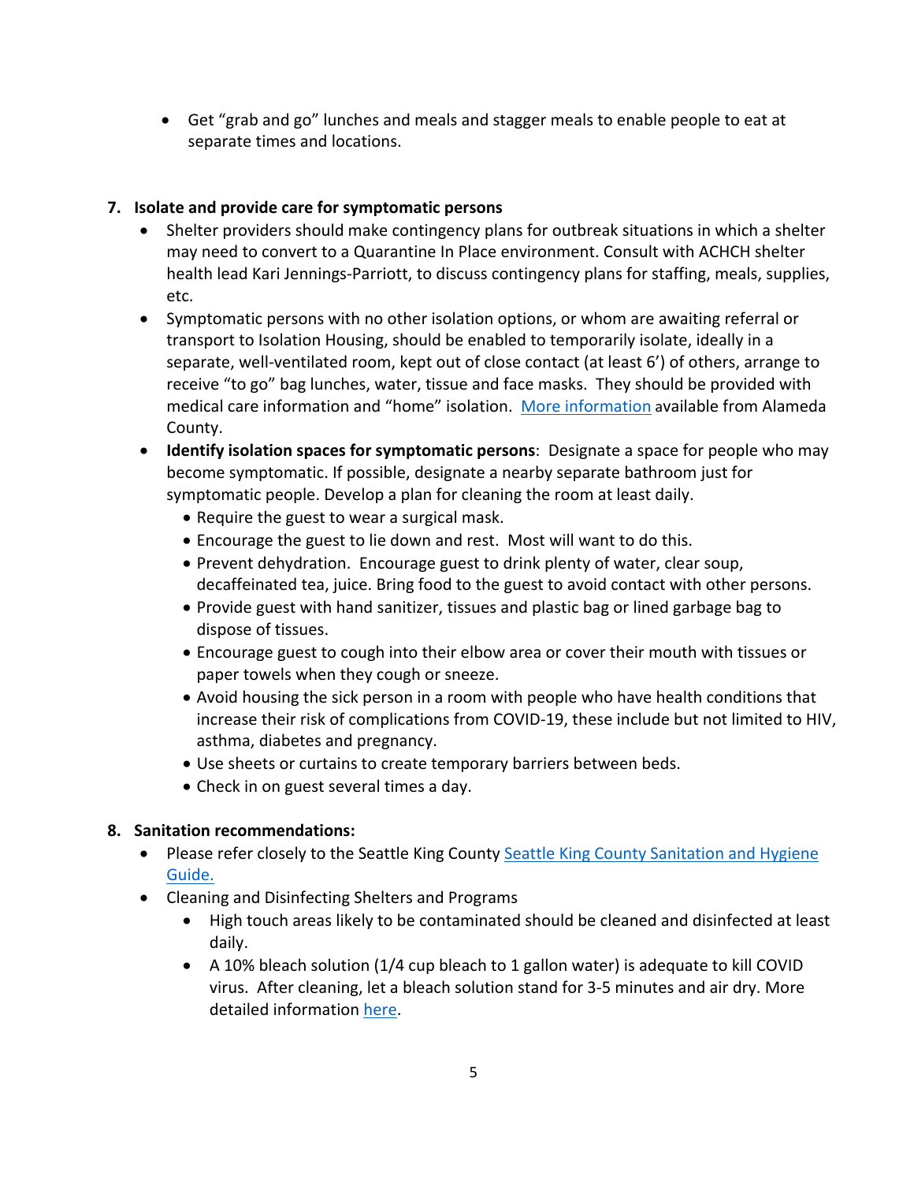- Get "grab and go" lunches and meals and stagger meals to enable people to eat at separate times and locations.

7. **Isolate and provide care for symptomatic persons**
   - Shelter providers should make contingency plans for outbreak situations in which a shelter may need to convert to a Quarantine In Place environment. Consult with ACHCH shelter health lead Kari Jennings-Parriott, to discuss contingency plans for staffing, meals, supplies, etc.
   - Symptomatic persons with no other isolation options, or whom are awaiting referral or transport to Isolation Housing, should be enabled to temporarily isolate, ideally in a separate, well-ventilated room, kept out of close contact (at least 6') of others, arrange to receive "to go" bag lunches, water, tissue and face masks. They should be provided with medical care information and "home" isolation. More information available from Alameda County.
   - **Identify isolation spaces for symptomatic persons**: Designate a space for people who may become symptomatic. If possible, designate a nearby separate bathroom just for symptomatic people. Develop a plan for cleaning the room at least daily.
     - Require the guest to wear a surgical mask.
     - Encourage the guest to lie down and rest. Most will want to do this.
     - Prevent dehydration. Encourage guest to drink plenty of water, clear soup, decaffeinated tea, juice. Bring food to the guest to avoid contact with other persons.
     - Provide guest with hand sanitizer, tissues and plastic bag or lined garbage bag to dispose of tissues.
     - Encourage guest to cough into their elbow area or cover their mouth with tissues or paper towels when they cough or sneeze.
     - Avoid housing the sick person in a room with people who have health conditions that increase their risk of complications from COVID-19, these include but not limited to HIV, asthma, diabetes and pregnancy.
     - Use sheets or curtains to create temporary barriers between beds.
     - Check in on guest several times a day.

8. **Sanitation recommendations:**
   - Please refer closely to the Seattle King County Seattle King County Sanitation and Hygiene Guide.
   - Cleaning and Disinfecting Shelters and Programs
     - High touch areas likely to be contaminated should be cleaned and disinfected at least daily.
     - A 10% bleach solution (1/4 cup bleach to 1 gallon water) is adequate to kill COVID virus. After cleaning, let a bleach solution stand for 3-5 minutes and air dry. More detailed information here.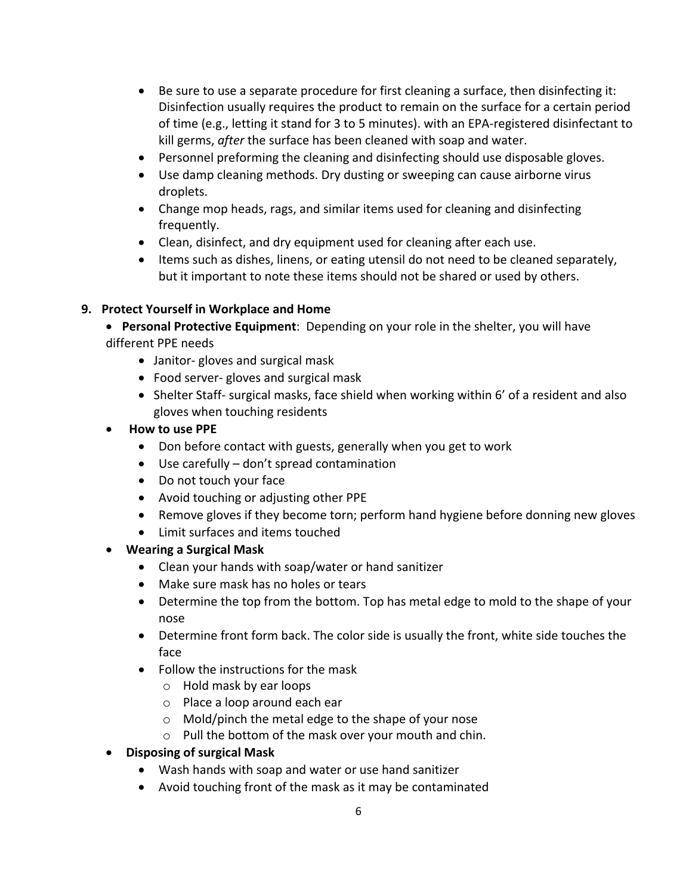- Be sure to use a separate procedure for first cleaning a surface, then disinfecting it: Disinfection usually requires the product to remain on the surface for a certain period of time (e.g., letting it stand for 3 to 5 minutes). with an EPA-registered disinfectant to kill germs, *after* the surface has been cleaned with soap and water.
- Personnel preforming the cleaning and disinfecting should use disposable gloves.
- Use damp cleaning methods. Dry dusting or sweeping can cause airborne virus droplets.
- Change mop heads, rags, and similar items used for cleaning and disinfecting frequently.
- Clean, disinfect, and dry equipment used for cleaning after each use.
- Items such as dishes, linens, or eating utensil do not need to be cleaned separately, but it important to note these items should not be shared or used by others.

**9. Protect Yourself in Workplace and Home**

- **Personal Protective Equipment**: Depending on your role in the shelter, you will have different PPE needs
  - Janitor- gloves and surgical mask
  - Food server- gloves and surgical mask
  - Shelter Staff- surgical masks, face shield when working within 6' of a resident and also gloves when touching residents
- **How to use PPE**
  - Don before contact with guests, generally when you get to work
  - Use carefully – don't spread contamination
  - Do not touch your face
  - Avoid touching or adjusting other PPE
  - Remove gloves if they become torn; perform hand hygiene before donning new gloves
  - Limit surfaces and items touched
- **Wearing a Surgical Mask**
  - Clean your hands with soap/water or hand sanitizer
  - Make sure mask has no holes or tears
  - Determine the top from the bottom. Top has metal edge to mold to the shape of your nose
  - Determine front form back. The color side is usually the front, white side touches the face
  - Follow the instructions for the mask
    - Hold mask by ear loops
    - Place a loop around each ear
    - Mold/pinch the metal edge to the shape of your nose
    - Pull the bottom of the mask over your mouth and chin.
- **Disposing of surgical Mask**
  - Wash hands with soap and water or use hand sanitizer
  - Avoid touching front of the mask as it may be contaminated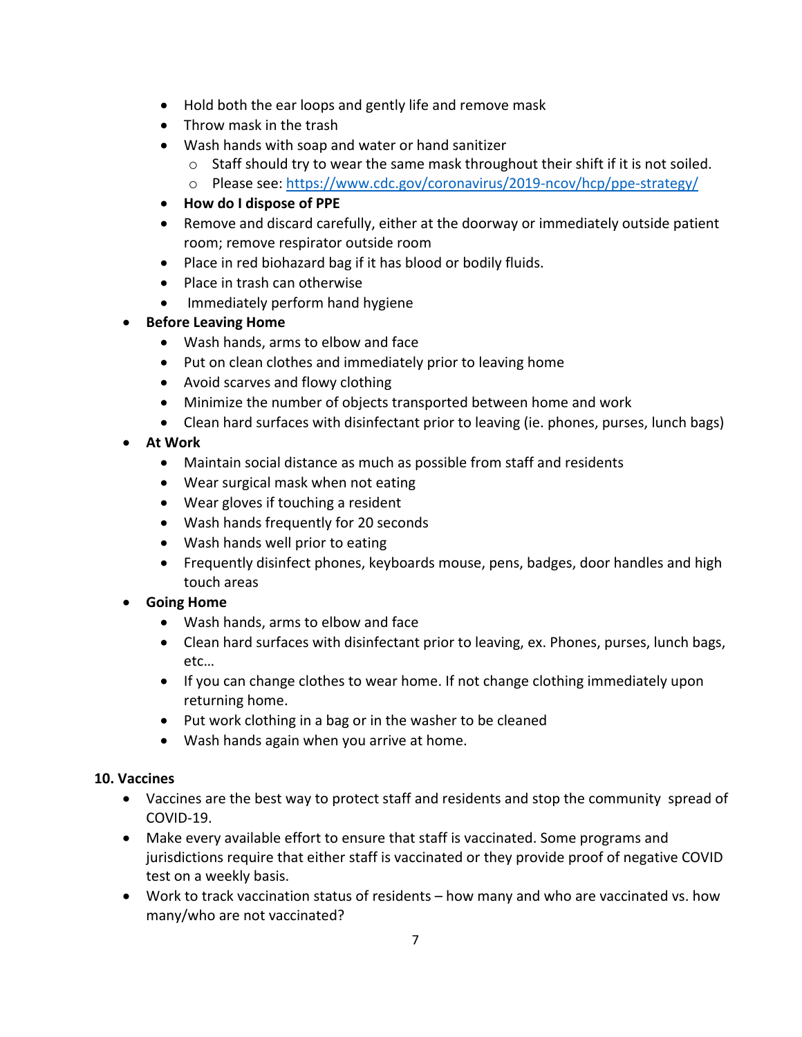- Hold both the ear loops and gently life and remove mask
    - Throw mask in the trash
    - Wash hands with soap and water or hand sanitizer
        - Staff should try to wear the same mask throughout their shift if it is not soiled.
        - Please see: [https://www.cdc.gov/coronavirus/2019-ncov/hcp/ppe-strategy/](https://www.cdc.gov/coronavirus/2019-ncov/hcp/ppe-strategy/)
    - **How do I dispose of PPE**
    - Remove and discard carefully, either at the doorway or immediately outside patient room; remove respirator outside room
    - Place in red biohazard bag if it has blood or bodily fluids.
    - Place in trash can otherwise
    - Immediately perform hand hygiene
- **Before Leaving Home**
    - Wash hands, arms to elbow and face
    - Put on clean clothes and immediately prior to leaving home
    - Avoid scarves and flowy clothing
    - Minimize the number of objects transported between home and work
    - Clean hard surfaces with disinfectant prior to leaving (ie. phones, purses, lunch bags)
- **At Work**
    - Maintain social distance as much as possible from staff and residents
    - Wear surgical mask when not eating
    - Wear gloves if touching a resident
    - Wash hands frequently for 20 seconds
    - Wash hands well prior to eating
    - Frequently disinfect phones, keyboards mouse, pens, badges, door handles and high touch areas
- **Going Home**
    - Wash hands, arms to elbow and face
    - Clean hard surfaces with disinfectant prior to leaving, ex. Phones, purses, lunch bags, etc…
    - If you can change clothes to wear home. If not change clothing immediately upon returning home.
    - Put work clothing in a bag or in the washer to be cleaned
    - Wash hands again when you arrive at home.

**10. Vaccines**

- Vaccines are the best way to protect staff and residents and stop the community spread of COVID-19.
- Make every available effort to ensure that staff is vaccinated. Some programs and jurisdictions require that either staff is vaccinated or they provide proof of negative COVID test on a weekly basis.
- Work to track vaccination status of residents – how many and who are vaccinated vs. how many/who are not vaccinated?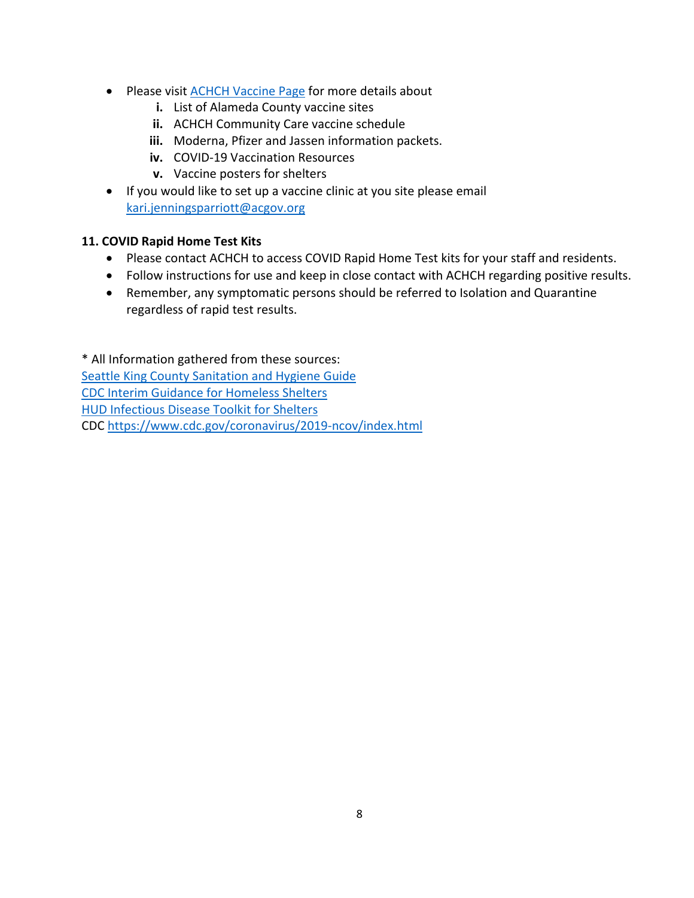- Please visit ACHCH Vaccine Page for more details about
    - i. List of Alameda County vaccine sites
    - ii. ACHCH Community Care vaccine schedule
    - iii. Moderna, Pfizer and Jassen information packets.
    - iv. COVID-19 Vaccination Resources
    - v. Vaccine posters for shelters
- If you would like to set up a vaccine clinic at you site please email kari.jenningsparriott@acgov.org

**11. COVID Rapid Home Test Kits**

- Please contact ACHCH to access COVID Rapid Home Test kits for your staff and residents.
- Follow instructions for use and keep in close contact with ACHCH regarding positive results.
- Remember, any symptomatic persons should be referred to Isolation and Quarantine regardless of rapid test results.

* All Information gathered from these sources:
Seattle King County Sanitation and Hygiene Guide
CDC Interim Guidance for Homeless Shelters
HUD Infectious Disease Toolkit for Shelters
CDC https://www.cdc.gov/coronavirus/2019-ncov/index.html